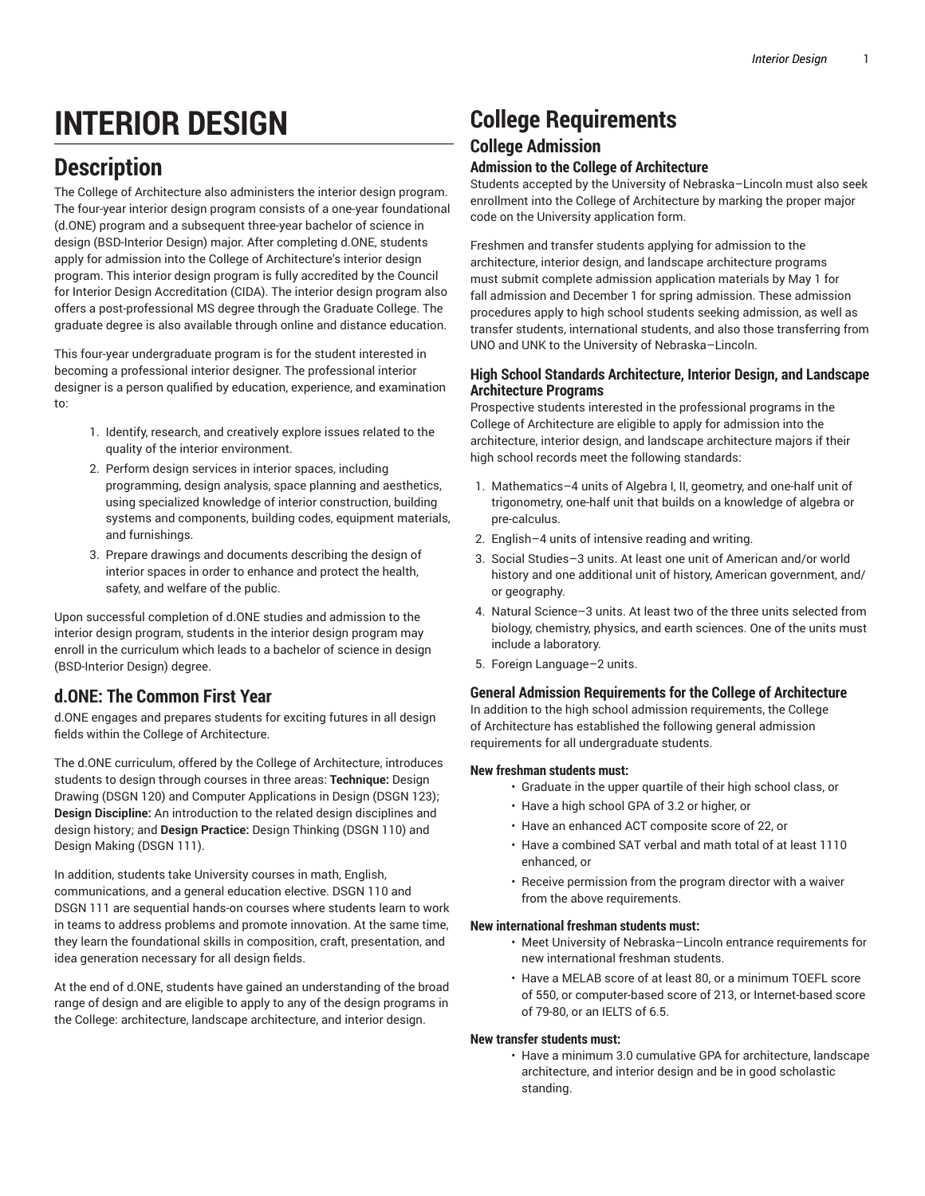# INTERIOR DESIGN

## Description

The College of Architecture also administers the interior design program. The four-year interior design program consists of a one-year foundational (d.ONE) program and a subsequent three-year bachelor of science in design (BSD-Interior Design) major. After completing d.ONE, students apply for admission into the College of Architecture's interior design program. This interior design program is fully accredited by the Council for Interior Design Accreditation (CIDA). The interior design program also offers a post-professional MS degree through the Graduate College. The graduate degree is also available through online and distance education.

This four-year undergraduate program is for the student interested in becoming a professional interior designer. The professional interior designer is a person qualified by education, experience, and examination to:

1. Identify, research, and creatively explore issues related to the quality of the interior environment.
2. Perform design services in interior spaces, including programming, design analysis, space planning and aesthetics, using specialized knowledge of interior construction, building systems and components, building codes, equipment materials, and furnishings.
3. Prepare drawings and documents describing the design of interior spaces in order to enhance and protect the health, safety, and welfare of the public.

Upon successful completion of d.ONE studies and admission to the interior design program, students in the interior design program may enroll in the curriculum which leads to a bachelor of science in design (BSD-Interior Design) degree.

### d.ONE: The Common First Year

d.ONE engages and prepares students for exciting futures in all design fields within the College of Architecture.

The d.ONE curriculum, offered by the College of Architecture, introduces students to design through courses in three areas: **Technique:** Design Drawing (DSGN 120) and Computer Applications in Design (DSGN 123); **Design Discipline:** An introduction to the related design disciplines and design history; and **Design Practice:** Design Thinking (DSGN 110) and Design Making (DSGN 111).

In addition, students take University courses in math, English, communications, and a general education elective. DSGN 110 and DSGN 111 are sequential hands-on courses where students learn to work in teams to address problems and promote innovation. At the same time, they learn the foundational skills in composition, craft, presentation, and idea generation necessary for all design fields.

At the end of d.ONE, students have gained an understanding of the broad range of design and are eligible to apply to any of the design programs in the College: architecture, landscape architecture, and interior design.

## College Requirements

### College Admission

#### Admission to the College of Architecture

Students accepted by the University of Nebraska–Lincoln must also seek enrollment into the College of Architecture by marking the proper major code on the University application form.

Freshmen and transfer students applying for admission to the architecture, interior design, and landscape architecture programs must submit complete admission application materials by May 1 for fall admission and December 1 for spring admission. These admission procedures apply to high school students seeking admission, as well as transfer students, international students, and also those transferring from UNO and UNK to the University of Nebraska–Lincoln.

#### High School Standards Architecture, Interior Design, and Landscape Architecture Programs

Prospective students interested in the professional programs in the College of Architecture are eligible to apply for admission into the architecture, interior design, and landscape architecture majors if their high school records meet the following standards:

1. Mathematics–4 units of Algebra I, II, geometry, and one-half unit of trigonometry, one-half unit that builds on a knowledge of algebra or pre-calculus.
2. English–4 units of intensive reading and writing.
3. Social Studies–3 units. At least one unit of American and/or world history and one additional unit of history, American government, and/or geography.
4. Natural Science–3 units. At least two of the three units selected from biology, chemistry, physics, and earth sciences. One of the units must include a laboratory.
5. Foreign Language–2 units.

#### General Admission Requirements for the College of Architecture

In addition to the high school admission requirements, the College of Architecture has established the following general admission requirements for all undergraduate students.

**New freshman students must:**

- Graduate in the upper quartile of their high school class, or
- Have a high school GPA of 3.2 or higher, or
- Have an enhanced ACT composite score of 22, or
- Have a combined SAT verbal and math total of at least 1110 enhanced, or
- Receive permission from the program director with a waiver from the above requirements.

**New international freshman students must:**

- Meet University of Nebraska–Lincoln entrance requirements for new international freshman students.
- Have a MELAB score of at least 80, or a minimum TOEFL score of 550, or computer-based score of 213, or Internet-based score of 79-80, or an IELTS of 6.5.

**New transfer students must:**

- Have a minimum 3.0 cumulative GPA for architecture, landscape architecture, and interior design and be in good scholastic standing.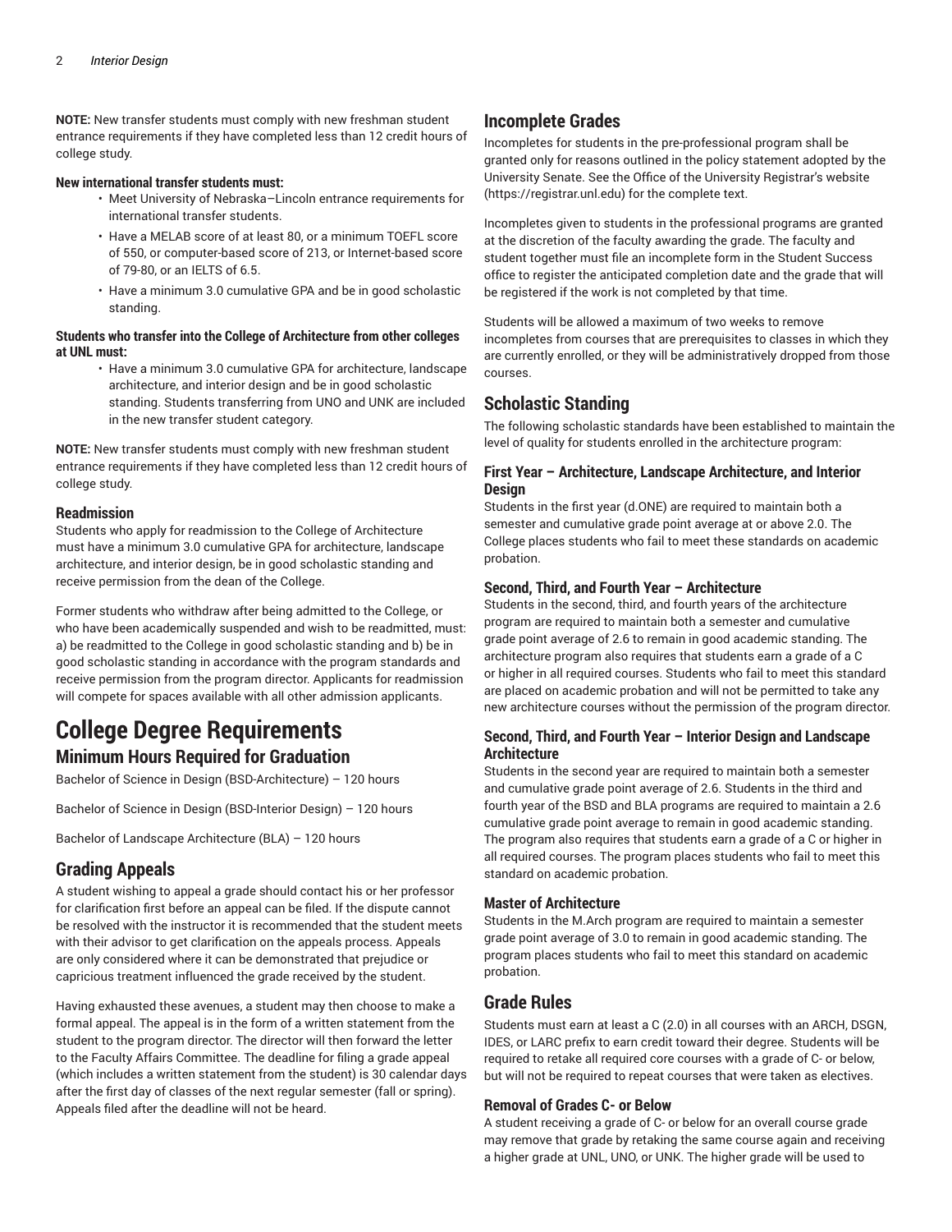**NOTE:** New transfer students must comply with new freshman student entrance requirements if they have completed less than 12 credit hours of college study.

**New international transfer students must:**

- Meet University of Nebraska–Lincoln entrance requirements for international transfer students.
- Have a MELAB score of at least 80, or a minimum TOEFL score of 550, or computer-based score of 213, or Internet-based score of 79-80, or an IELTS of 6.5.
- Have a minimum 3.0 cumulative GPA and be in good scholastic standing.

**Students who transfer into the College of Architecture from other colleges at UNL must:**

- Have a minimum 3.0 cumulative GPA for architecture, landscape architecture, and interior design and be in good scholastic standing. Students transferring from UNO and UNK are included in the new transfer student category.

**NOTE:** New transfer students must comply with new freshman student entrance requirements if they have completed less than 12 credit hours of college study.

### Readmission

Students who apply for readmission to the College of Architecture must have a minimum 3.0 cumulative GPA for architecture, landscape architecture, and interior design, be in good scholastic standing and receive permission from the dean of the College.

Former students who withdraw after being admitted to the College, or who have been academically suspended and wish to be readmitted, must: a) be readmitted to the College in good scholastic standing and b) be in good scholastic standing in accordance with the program standards and receive permission from the program director. Applicants for readmission will compete for spaces available with all other admission applicants.

# College Degree Requirements

## Minimum Hours Required for Graduation

Bachelor of Science in Design (BSD-Architecture) – 120 hours

Bachelor of Science in Design (BSD-Interior Design) – 120 hours

Bachelor of Landscape Architecture (BLA) – 120 hours

## Grading Appeals

A student wishing to appeal a grade should contact his or her professor for clarification first before an appeal can be filed. If the dispute cannot be resolved with the instructor it is recommended that the student meets with their advisor to get clarification on the appeals process. Appeals are only considered where it can be demonstrated that prejudice or capricious treatment influenced the grade received by the student.

Having exhausted these avenues, a student may then choose to make a formal appeal. The appeal is in the form of a written statement from the student to the program director. The director will then forward the letter to the Faculty Affairs Committee. The deadline for filing a grade appeal (which includes a written statement from the student) is 30 calendar days after the first day of classes of the next regular semester (fall or spring). Appeals filed after the deadline will not be heard.

## Incomplete Grades

Incompletes for students in the pre-professional program shall be granted only for reasons outlined in the policy statement adopted by the University Senate. See the Office of the University Registrar's website (https://registrar.unl.edu) for the complete text.

Incompletes given to students in the professional programs are granted at the discretion of the faculty awarding the grade. The faculty and student together must file an incomplete form in the Student Success office to register the anticipated completion date and the grade that will be registered if the work is not completed by that time.

Students will be allowed a maximum of two weeks to remove incompletes from courses that are prerequisites to classes in which they are currently enrolled, or they will be administratively dropped from those courses.

## Scholastic Standing

The following scholastic standards have been established to maintain the level of quality for students enrolled in the architecture program:

### First Year – Architecture, Landscape Architecture, and Interior Design

Students in the first year (d.ONE) are required to maintain both a semester and cumulative grade point average at or above 2.0. The College places students who fail to meet these standards on academic probation.

### Second, Third, and Fourth Year – Architecture

Students in the second, third, and fourth years of the architecture program are required to maintain both a semester and cumulative grade point average of 2.6 to remain in good academic standing. The architecture program also requires that students earn a grade of a C or higher in all required courses. Students who fail to meet this standard are placed on academic probation and will not be permitted to take any new architecture courses without the permission of the program director.

### Second, Third, and Fourth Year – Interior Design and Landscape Architecture

Students in the second year are required to maintain both a semester and cumulative grade point average of 2.6. Students in the third and fourth year of the BSD and BLA programs are required to maintain a 2.6 cumulative grade point average to remain in good academic standing. The program also requires that students earn a grade of a C or higher in all required courses. The program places students who fail to meet this standard on academic probation.

### Master of Architecture

Students in the M.Arch program are required to maintain a semester grade point average of 3.0 to remain in good academic standing. The program places students who fail to meet this standard on academic probation.

## Grade Rules

Students must earn at least a C (2.0) in all courses with an ARCH, DSGN, IDES, or LARC prefix to earn credit toward their degree. Students will be required to retake all required core courses with a grade of C- or below, but will not be required to repeat courses that were taken as electives.

### Removal of Grades C- or Below

A student receiving a grade of C- or below for an overall course grade may remove that grade by retaking the same course again and receiving a higher grade at UNL, UNO, or UNK. The higher grade will be used to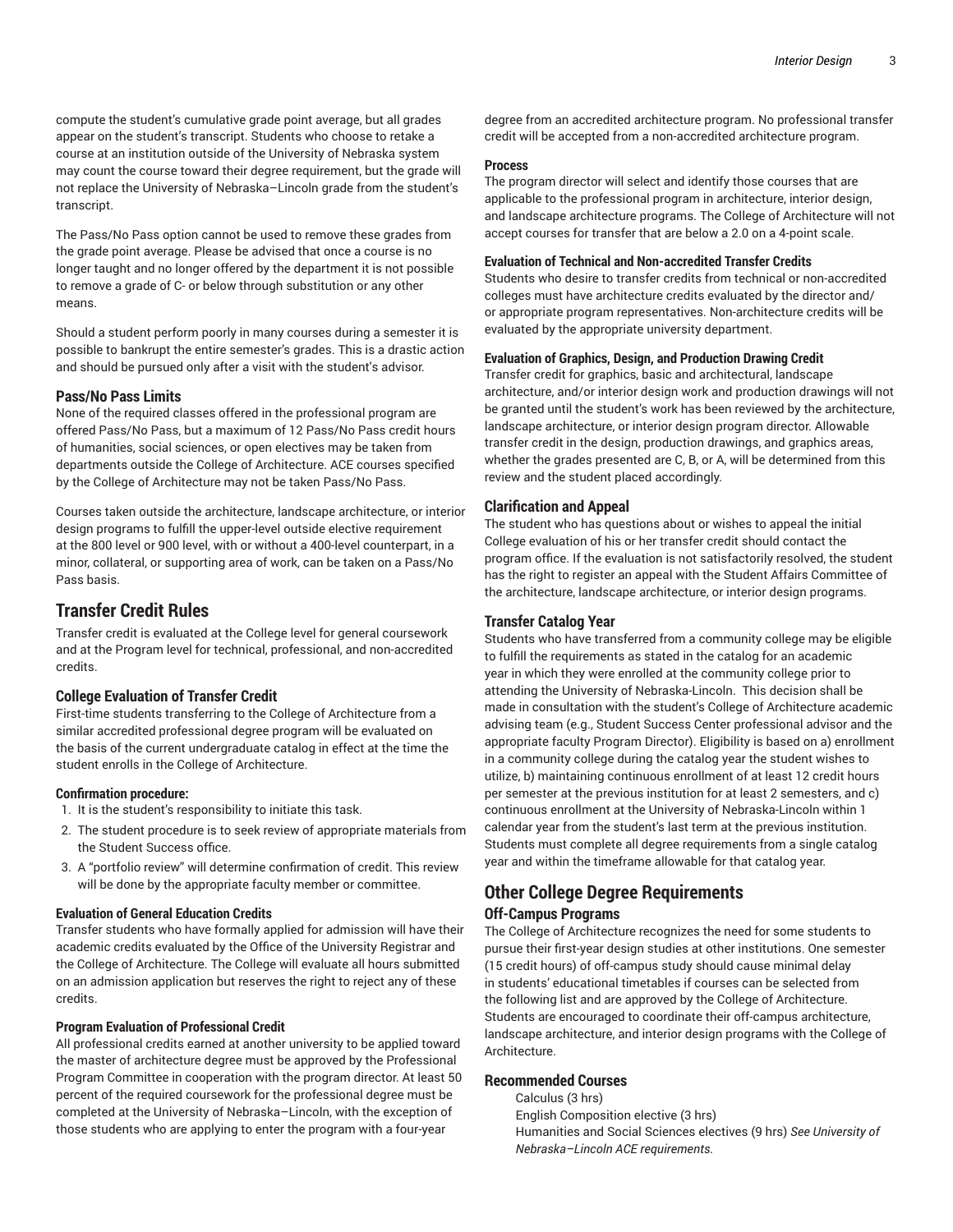compute the student's cumulative grade point average, but all grades appear on the student's transcript. Students who choose to retake a course at an institution outside of the University of Nebraska system may count the course toward their degree requirement, but the grade will not replace the University of Nebraska–Lincoln grade from the student's transcript.

The Pass/No Pass option cannot be used to remove these grades from the grade point average. Please be advised that once a course is no longer taught and no longer offered by the department it is not possible to remove a grade of C- or below through substitution or any other means.

Should a student perform poorly in many courses during a semester it is possible to bankrupt the entire semester's grades. This is a drastic action and should be pursued only after a visit with the student's advisor.

### Pass/No Pass Limits

None of the required classes offered in the professional program are offered Pass/No Pass, but a maximum of 12 Pass/No Pass credit hours of humanities, social sciences, or open electives may be taken from departments outside the College of Architecture. ACE courses specified by the College of Architecture may not be taken Pass/No Pass.

Courses taken outside the architecture, landscape architecture, or interior design programs to fulfill the upper-level outside elective requirement at the 800 level or 900 level, with or without a 400-level counterpart, in a minor, collateral, or supporting area of work, can be taken on a Pass/No Pass basis.

## Transfer Credit Rules

Transfer credit is evaluated at the College level for general coursework and at the Program level for technical, professional, and non-accredited credits.

### College Evaluation of Transfer Credit

First-time students transferring to the College of Architecture from a similar accredited professional degree program will be evaluated on the basis of the current undergraduate catalog in effect at the time the student enrolls in the College of Architecture.

#### Confirmation procedure:

1. It is the student's responsibility to initiate this task.
2. The student procedure is to seek review of appropriate materials from the Student Success office.
3. A "portfolio review" will determine confirmation of credit. This review will be done by the appropriate faculty member or committee.

#### Evaluation of General Education Credits

Transfer students who have formally applied for admission will have their academic credits evaluated by the Office of the University Registrar and the College of Architecture. The College will evaluate all hours submitted on an admission application but reserves the right to reject any of these credits.

#### Program Evaluation of Professional Credit

All professional credits earned at another university to be applied toward the master of architecture degree must be approved by the Professional Program Committee in cooperation with the program director. At least 50 percent of the required coursework for the professional degree must be completed at the University of Nebraska–Lincoln, with the exception of those students who are applying to enter the program with a four-year degree from an accredited architecture program. No professional transfer credit will be accepted from a non-accredited architecture program.

#### Process

The program director will select and identify those courses that are applicable to the professional program in architecture, interior design, and landscape architecture programs. The College of Architecture will not accept courses for transfer that are below a 2.0 on a 4-point scale.

#### Evaluation of Technical and Non-accredited Transfer Credits

Students who desire to transfer credits from technical or non-accredited colleges must have architecture credits evaluated by the director and/or appropriate program representatives. Non-architecture credits will be evaluated by the appropriate university department.

#### Evaluation of Graphics, Design, and Production Drawing Credit

Transfer credit for graphics, basic and architectural, landscape architecture, and/or interior design work and production drawings will not be granted until the student's work has been reviewed by the architecture, landscape architecture, or interior design program director. Allowable transfer credit in the design, production drawings, and graphics areas, whether the grades presented are C, B, or A, will be determined from this review and the student placed accordingly.

### Clarification and Appeal

The student who has questions about or wishes to appeal the initial College evaluation of his or her transfer credit should contact the program office. If the evaluation is not satisfactorily resolved, the student has the right to register an appeal with the Student Affairs Committee of the architecture, landscape architecture, or interior design programs.

### Transfer Catalog Year

Students who have transferred from a community college may be eligible to fulfill the requirements as stated in the catalog for an academic year in which they were enrolled at the community college prior to attending the University of Nebraska-Lincoln. This decision shall be made in consultation with the student's College of Architecture academic advising team (e.g., Student Success Center professional advisor and the appropriate faculty Program Director). Eligibility is based on a) enrollment in a community college during the catalog year the student wishes to utilize, b) maintaining continuous enrollment of at least 12 credit hours per semester at the previous institution for at least 2 semesters, and c) continuous enrollment at the University of Nebraska-Lincoln within 1 calendar year from the student's last term at the previous institution. Students must complete all degree requirements from a single catalog year and within the timeframe allowable for that catalog year.

## Other College Degree Requirements

### Off-Campus Programs

The College of Architecture recognizes the need for some students to pursue their first-year design studies at other institutions. One semester (15 credit hours) of off-campus study should cause minimal delay in students' educational timetables if courses can be selected from the following list and are approved by the College of Architecture. Students are encouraged to coordinate their off-campus architecture, landscape architecture, and interior design programs with the College of Architecture.

### Recommended Courses

Calculus (3 hrs)
English Composition elective (3 hrs)
Humanities and Social Sciences electives (9 hrs) *See University of Nebraska–Lincoln ACE requirements.*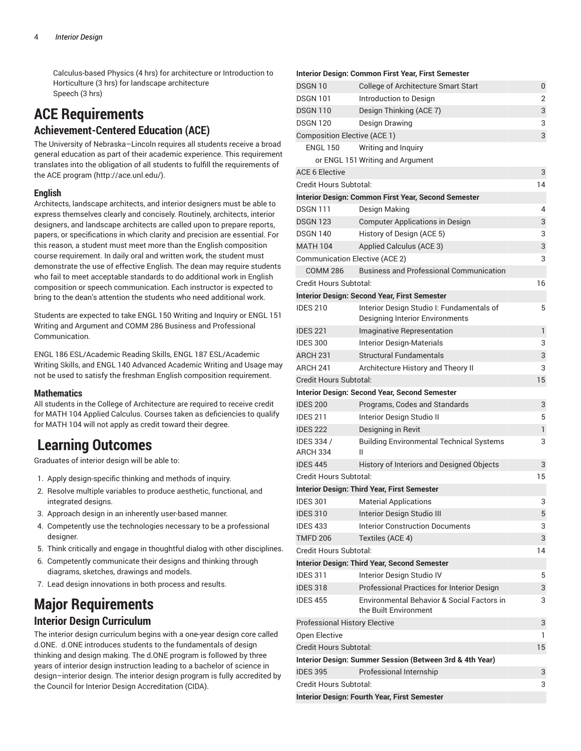Calculus-based Physics (4 hrs) for architecture or Introduction to Horticulture (3 hrs) for landscape architecture
Speech (3 hrs)

# ACE Requirements

## Achievement-Centered Education (ACE)

The University of Nebraska–Lincoln requires all students receive a broad general education as part of their academic experience. This requirement translates into the obligation of all students to fulfill the requirements of the ACE program (http://ace.unl.edu/).

### English

Architects, landscape architects, and interior designers must be able to express themselves clearly and concisely. Routinely, architects, interior designers, and landscape architects are called upon to prepare reports, papers, or specifications in which clarity and precision are essential. For this reason, a student must meet more than the English composition course requirement. In daily oral and written work, the student must demonstrate the use of effective English. The dean may require students who fail to meet acceptable standards to do additional work in English composition or speech communication. Each instructor is expected to bring to the dean's attention the students who need additional work.

Students are expected to take ENGL 150 Writing and Inquiry or ENGL 151 Writing and Argument and COMM 286 Business and Professional Communication.

ENGL 186 ESL/Academic Reading Skills, ENGL 187 ESL/Academic Writing Skills, and ENGL 140 Advanced Academic Writing and Usage may not be used to satisfy the freshman English composition requirement.

### Mathematics

All students in the College of Architecture are required to receive credit for MATH 104 Applied Calculus. Courses taken as deficiencies to qualify for MATH 104 will not apply as credit toward their degree.

# Learning Outcomes

Graduates of interior design will be able to:

1. Apply design-specific thinking and methods of inquiry.
2. Resolve multiple variables to produce aesthetic, functional, and integrated designs.
3. Approach design in an inherently user-based manner.
4. Competently use the technologies necessary to be a professional designer.
5. Think critically and engage in thoughtful dialog with other disciplines.
6. Competently communicate their designs and thinking through diagrams, sketches, drawings and models.
7. Lead design innovations in both process and results.

# Major Requirements

## Interior Design Curriculum

The interior design curriculum begins with a one-year design core called d.ONE. d.ONE introduces students to the fundamentals of design thinking and design making. The d.ONE program is followed by three years of interior design instruction leading to a bachelor of science in design–interior design. The interior design program is fully accredited by the Council for Interior Design Accreditation (CIDA).

| **Interior Design: Common First Year, First Semester** | | |
|---|---|---|
| DSGN 10 | College of Architecture Smart Start | 0 |
| DSGN 101 | Introduction to Design | 2 |
| DSGN 110 | Design Thinking (ACE 7) | 3 |
| DSGN 120 | Design Drawing | 3 |
| Composition Elective (ACE 1) | | 3 |
| ENGL 150 | Writing and Inquiry | |
| or ENGL 151 | Writing and Argument | |
| ACE 6 Elective | | 3 |
| Credit Hours Subtotal: | | 14 |
| **Interior Design: Common First Year, Second Semester** | | |
| DSGN 111 | Design Making | 4 |
| DSGN 123 | Computer Applications in Design | 3 |
| DSGN 140 | History of Design (ACE 5) | 3 |
| MATH 104 | Applied Calculus (ACE 3) | 3 |
| Communication Elective (ACE 2) | | 3 |
| COMM 286 | Business and Professional Communication | |
| Credit Hours Subtotal: | | 16 |
| **Interior Design: Second Year, First Semester** | | |
| IDES 210 | Interior Design Studio I: Fundamentals of Designing Interior Environments | 5 |
| IDES 221 | Imaginative Representation | 1 |
| IDES 300 | Interior Design-Materials | 3 |
| ARCH 231 | Structural Fundamentals | 3 |
| ARCH 241 | Architecture History and Theory II | 3 |
| Credit Hours Subtotal: | | 15 |
| **Interior Design: Second Year, Second Semester** | | |
| IDES 200 | Programs, Codes and Standards | 3 |
| IDES 211 | Interior Design Studio II | 5 |
| IDES 222 | Designing in Revit | 1 |
| IDES 334 / ARCH 334 | Building Environmental Technical Systems II | 3 |
| IDES 445 | History of Interiors and Designed Objects | 3 |
| Credit Hours Subtotal: | | 15 |
| **Interior Design: Third Year, First Semester** | | |
| IDES 301 | Material Applications | 3 |
| IDES 310 | Interior Design Studio III | 5 |
| IDES 433 | Interior Construction Documents | 3 |
| TMFD 206 | Textiles (ACE 4) | 3 |
| Credit Hours Subtotal: | | 14 |
| **Interior Design: Third Year, Second Semester** | | |
| IDES 311 | Interior Design Studio IV | 5 |
| IDES 318 | Professional Practices for Interior Design | 3 |
| IDES 455 | Environmental Behavior & Social Factors in the Built Environment | 3 |
| Professional History Elective | | 3 |
| Open Elective | | 1 |
| Credit Hours Subtotal: | | 15 |
| **Interior Design: Summer Session (Between 3rd & 4th Year)** | | |
| IDES 395 | Professional Internship | 3 |
| Credit Hours Subtotal: | | 3 |
| **Interior Design: Fourth Year, First Semester** | | |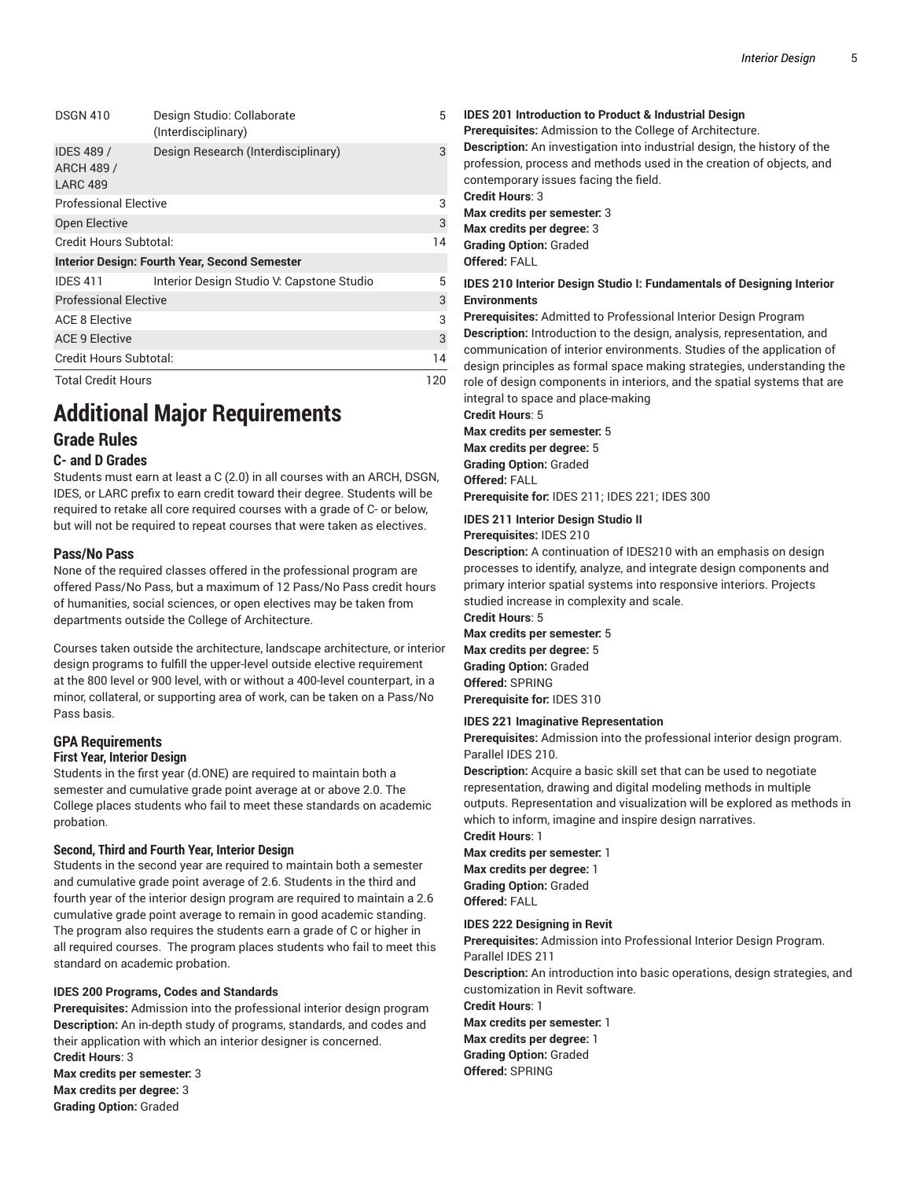| | | |
|---|---|---|
| DSGN 410 | Design Studio: Collaborate (Interdisciplinary) | 5 |
| IDES 489 / ARCH 489 / LARC 489 | Design Research (Interdisciplinary) | 3 |
| Professional Elective | | 3 |
| Open Elective | | 3 |
| Credit Hours Subtotal: | | 14 |
| **Interior Design: Fourth Year, Second Semester** | | |
| IDES 411 | Interior Design Studio V: Capstone Studio | 5 |
| Professional Elective | | 3 |
| ACE 8 Elective | | 3 |
| ACE 9 Elective | | 3 |
| Credit Hours Subtotal: | | 14 |
| Total Credit Hours | | 120 |

# Additional Major Requirements

## Grade Rules

### C- and D Grades

Students must earn at least a C (2.0) in all courses with an ARCH, DSGN, IDES, or LARC prefix to earn credit toward their degree. Students will be required to retake all core required courses with a grade of C- or below, but will not be required to repeat courses that were taken as electives.

### Pass/No Pass

None of the required classes offered in the professional program are offered Pass/No Pass, but a maximum of 12 Pass/No Pass credit hours of humanities, social sciences, or open electives may be taken from departments outside the College of Architecture.

Courses taken outside the architecture, landscape architecture, or interior design programs to fulfill the upper-level outside elective requirement at the 800 level or 900 level, with or without a 400-level counterpart, in a minor, collateral, or supporting area of work, can be taken on a Pass/No Pass basis.

### GPA Requirements

#### First Year, Interior Design

Students in the first year (d.ONE) are required to maintain both a semester and cumulative grade point average at or above 2.0. The College places students who fail to meet these standards on academic probation.

#### Second, Third and Fourth Year, Interior Design

Students in the second year are required to maintain both a semester and cumulative grade point average of 2.6. Students in the third and fourth year of the interior design program are required to maintain a 2.6 cumulative grade point average to remain in good academic standing. The program also requires the students earn a grade of C or higher in all required courses. The program places students who fail to meet this standard on academic probation.

**IDES 200 Programs, Codes and Standards**
**Prerequisites:** Admission into the professional interior design program
**Description:** An in-depth study of programs, standards, and codes and their application with which an interior designer is concerned.
**Credit Hours**: 3
**Max credits per semester:** 3
**Max credits per degree:** 3
**Grading Option:** Graded

**IDES 201 Introduction to Product & Industrial Design**
**Prerequisites:** Admission to the College of Architecture.
**Description:** An investigation into industrial design, the history of the profession, process and methods used in the creation of objects, and contemporary issues facing the field.
**Credit Hours**: 3
**Max credits per semester:** 3
**Max credits per degree:** 3
**Grading Option:** Graded
**Offered:** FALL

**IDES 210 Interior Design Studio I: Fundamentals of Designing Interior Environments**
**Prerequisites:** Admitted to Professional Interior Design Program
**Description:** Introduction to the design, analysis, representation, and communication of interior environments. Studies of the application of design principles as formal space making strategies, understanding the role of design components in interiors, and the spatial systems that are integral to space and place-making
**Credit Hours**: 5
**Max credits per semester:** 5
**Max credits per degree:** 5
**Grading Option:** Graded
**Offered:** FALL
**Prerequisite for:** IDES 211; IDES 221; IDES 300

**IDES 211 Interior Design Studio II**
**Prerequisites:** IDES 210
**Description:** A continuation of IDES210 with an emphasis on design processes to identify, analyze, and integrate design components and primary interior spatial systems into responsive interiors. Projects studied increase in complexity and scale.
**Credit Hours**: 5
**Max credits per semester:** 5
**Max credits per degree:** 5
**Grading Option:** Graded
**Offered:** SPRING
**Prerequisite for:** IDES 310

**IDES 221 Imaginative Representation**
**Prerequisites:** Admission into the professional interior design program. Parallel IDES 210.
**Description:** Acquire a basic skill set that can be used to negotiate representation, drawing and digital modeling methods in multiple outputs. Representation and visualization will be explored as methods in which to inform, imagine and inspire design narratives.
**Credit Hours**: 1
**Max credits per semester:** 1
**Max credits per degree:** 1
**Grading Option:** Graded
**Offered:** FALL

**IDES 222 Designing in Revit**
**Prerequisites:** Admission into Professional Interior Design Program. Parallel IDES 211
**Description:** An introduction into basic operations, design strategies, and customization in Revit software.
**Credit Hours**: 1
**Max credits per semester:** 1
**Max credits per degree:** 1
**Grading Option:** Graded
**Offered:** SPRING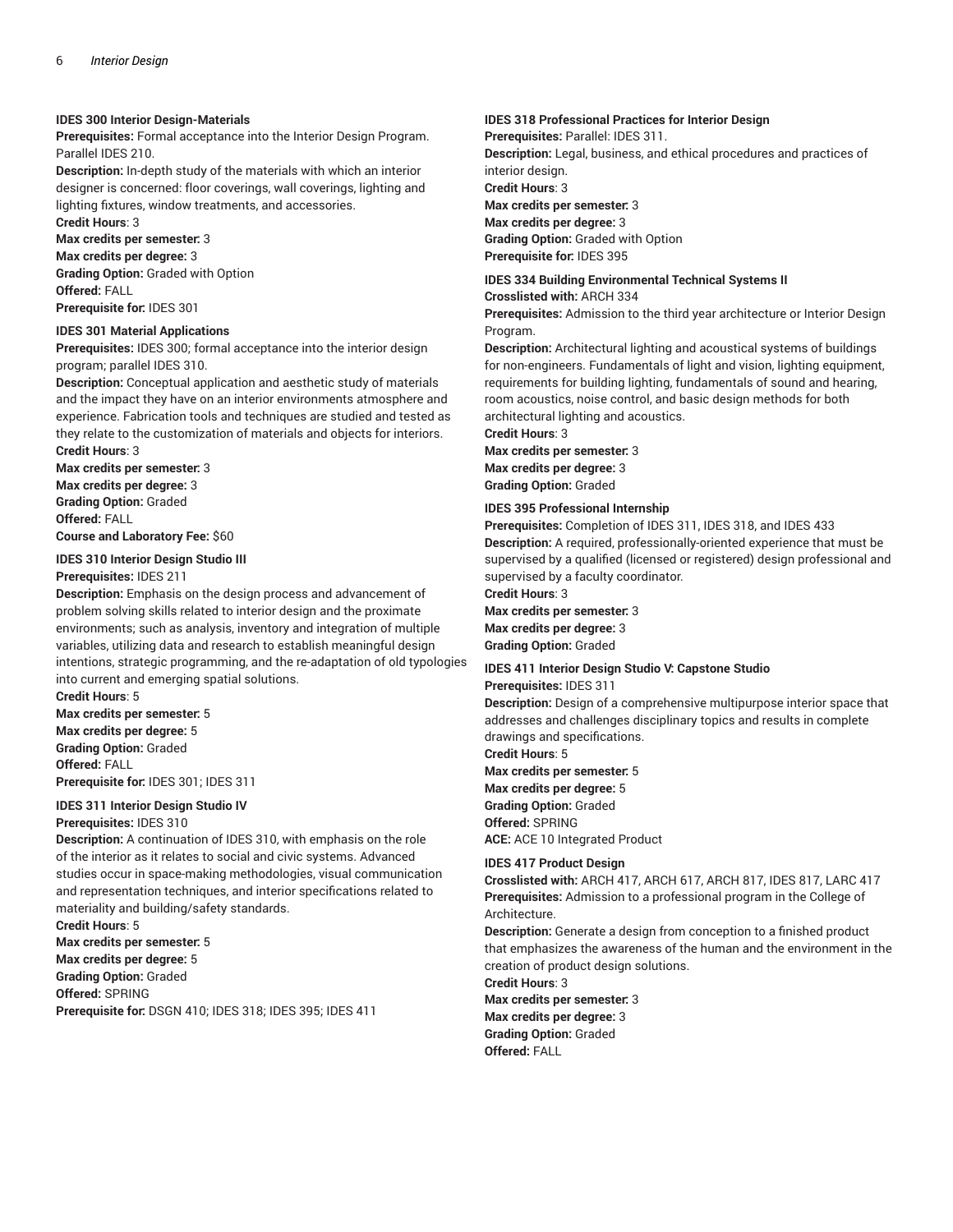**IDES 300 Interior Design-Materials**

**Prerequisites:** Formal acceptance into the Interior Design Program. Parallel IDES 210.

**Description:** In-depth study of the materials with which an interior designer is concerned: floor coverings, wall coverings, lighting and lighting fixtures, window treatments, and accessories.

**Credit Hours**: 3

**Max credits per semester:** 3

**Max credits per degree:** 3

**Grading Option:** Graded with Option

**Offered:** FALL

**Prerequisite for:** IDES 301

**IDES 301 Material Applications**

**Prerequisites:** IDES 300; formal acceptance into the interior design program; parallel IDES 310.

**Description:** Conceptual application and aesthetic study of materials and the impact they have on an interior environments atmosphere and experience. Fabrication tools and techniques are studied and tested as they relate to the customization of materials and objects for interiors.

**Credit Hours**: 3

**Max credits per semester:** 3

**Max credits per degree:** 3

**Grading Option:** Graded

**Offered:** FALL

**Course and Laboratory Fee:** $60

**IDES 310 Interior Design Studio III**

**Prerequisites:** IDES 211

**Description:** Emphasis on the design process and advancement of problem solving skills related to interior design and the proximate environments; such as analysis, inventory and integration of multiple variables, utilizing data and research to establish meaningful design intentions, strategic programming, and the re-adaptation of old typologies into current and emerging spatial solutions.

**Credit Hours**: 5

**Max credits per semester:** 5

**Max credits per degree:** 5

**Grading Option:** Graded

**Offered:** FALL

**Prerequisite for:** IDES 301; IDES 311

**IDES 311 Interior Design Studio IV**

**Prerequisites:** IDES 310

**Description:** A continuation of IDES 310, with emphasis on the role of the interior as it relates to social and civic systems. Advanced studies occur in space-making methodologies, visual communication and representation techniques, and interior specifications related to materiality and building/safety standards.

**Credit Hours**: 5

**Max credits per semester:** 5

**Max credits per degree:** 5

**Grading Option:** Graded

**Offered:** SPRING

**Prerequisite for:** DSGN 410; IDES 318; IDES 395; IDES 411

**IDES 318 Professional Practices for Interior Design**

**Prerequisites:** Parallel: IDES 311.

**Description:** Legal, business, and ethical procedures and practices of interior design.

**Credit Hours**: 3

**Max credits per semester:** 3

**Max credits per degree:** 3

**Grading Option:** Graded with Option

**Prerequisite for:** IDES 395

**IDES 334 Building Environmental Technical Systems II**

**Crosslisted with:** ARCH 334

**Prerequisites:** Admission to the third year architecture or Interior Design Program.

**Description:** Architectural lighting and acoustical systems of buildings for non-engineers. Fundamentals of light and vision, lighting equipment, requirements for building lighting, fundamentals of sound and hearing, room acoustics, noise control, and basic design methods for both architectural lighting and acoustics.

**Credit Hours**: 3

**Max credits per semester:** 3

**Max credits per degree:** 3

**Grading Option:** Graded

**IDES 395 Professional Internship**

**Prerequisites:** Completion of IDES 311, IDES 318, and IDES 433

**Description:** A required, professionally-oriented experience that must be supervised by a qualified (licensed or registered) design professional and supervised by a faculty coordinator.

**Credit Hours**: 3

**Max credits per semester:** 3

**Max credits per degree:** 3

**Grading Option:** Graded

**IDES 411 Interior Design Studio V: Capstone Studio**

**Prerequisites:** IDES 311

**Description:** Design of a comprehensive multipurpose interior space that addresses and challenges disciplinary topics and results in complete drawings and specifications.

**Credit Hours**: 5

**Max credits per semester:** 5

**Max credits per degree:** 5

**Grading Option:** Graded

**Offered:** SPRING

**ACE:** ACE 10 Integrated Product

**IDES 417 Product Design**

**Crosslisted with:** ARCH 417, ARCH 617, ARCH 817, IDES 817, LARC 417

**Prerequisites:** Admission to a professional program in the College of Architecture.

**Description:** Generate a design from conception to a finished product that emphasizes the awareness of the human and the environment in the creation of product design solutions.

**Credit Hours**: 3

**Max credits per semester:** 3

**Max credits per degree:** 3

**Grading Option:** Graded

**Offered:** FALL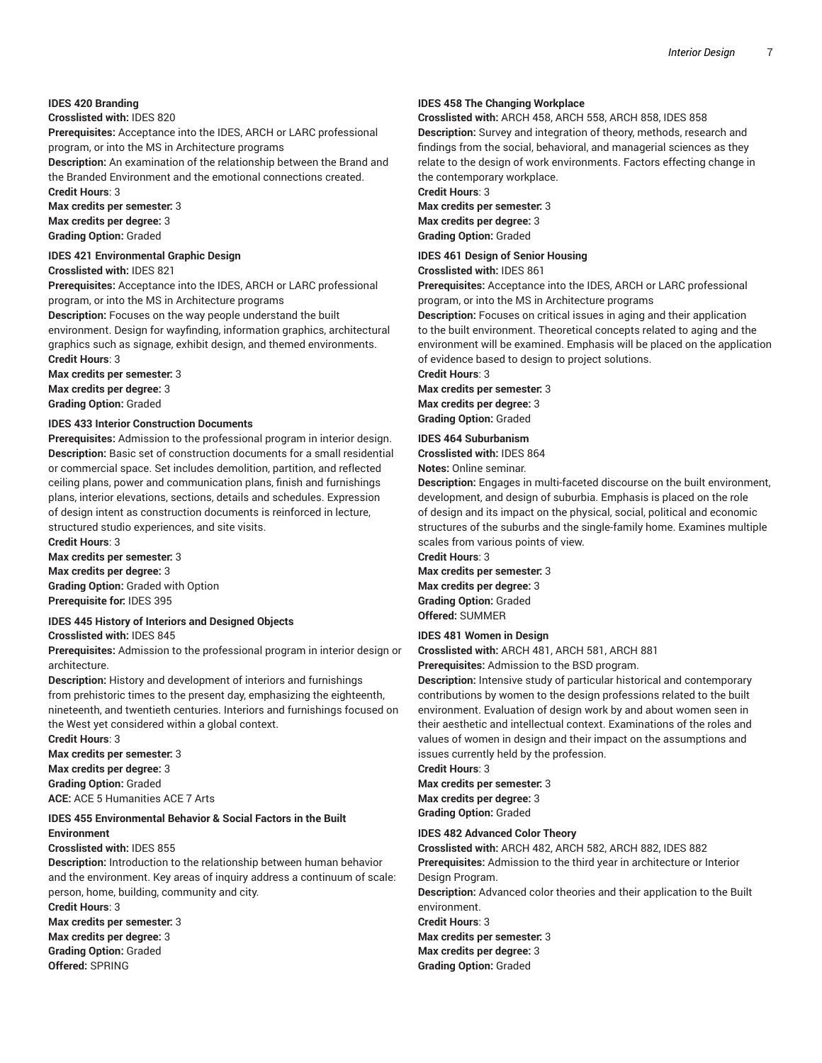### IDES 420 Branding

**Crosslisted with:** IDES 820
**Prerequisites:** Acceptance into the IDES, ARCH or LARC professional program, or into the MS in Architecture programs
**Description:** An examination of the relationship between the Brand and the Branded Environment and the emotional connections created.
**Credit Hours**: 3
**Max credits per semester:** 3
**Max credits per degree:** 3
**Grading Option:** Graded

### IDES 421 Environmental Graphic Design

**Crosslisted with:** IDES 821
**Prerequisites:** Acceptance into the IDES, ARCH or LARC professional program, or into the MS in Architecture programs
**Description:** Focuses on the way people understand the built environment. Design for wayfinding, information graphics, architectural graphics such as signage, exhibit design, and themed environments.
**Credit Hours**: 3
**Max credits per semester:** 3
**Max credits per degree:** 3
**Grading Option:** Graded

### IDES 433 Interior Construction Documents

**Prerequisites:** Admission to the professional program in interior design.
**Description:** Basic set of construction documents for a small residential or commercial space. Set includes demolition, partition, and reflected ceiling plans, power and communication plans, finish and furnishings plans, interior elevations, sections, details and schedules. Expression of design intent as construction documents is reinforced in lecture, structured studio experiences, and site visits.
**Credit Hours**: 3
**Max credits per semester:** 3
**Max credits per degree:** 3
**Grading Option:** Graded with Option
**Prerequisite for:** IDES 395

### IDES 445 History of Interiors and Designed Objects

**Crosslisted with:** IDES 845
**Prerequisites:** Admission to the professional program in interior design or architecture.
**Description:** History and development of interiors and furnishings from prehistoric times to the present day, emphasizing the eighteenth, nineteenth, and twentieth centuries. Interiors and furnishings focused on the West yet considered within a global context.
**Credit Hours**: 3
**Max credits per semester:** 3
**Max credits per degree:** 3
**Grading Option:** Graded
**ACE:** ACE 5 Humanities ACE 7 Arts

### IDES 455 Environmental Behavior & Social Factors in the Built Environment

**Crosslisted with:** IDES 855
**Description:** Introduction to the relationship between human behavior and the environment. Key areas of inquiry address a continuum of scale: person, home, building, community and city.
**Credit Hours**: 3
**Max credits per semester:** 3
**Max credits per degree:** 3
**Grading Option:** Graded
**Offered:** SPRING

### IDES 458 The Changing Workplace

**Crosslisted with:** ARCH 458, ARCH 558, ARCH 858, IDES 858
**Description:** Survey and integration of theory, methods, research and findings from the social, behavioral, and managerial sciences as they relate to the design of work environments. Factors effecting change in the contemporary workplace.
**Credit Hours**: 3
**Max credits per semester:** 3
**Max credits per degree:** 3
**Grading Option:** Graded

### IDES 461 Design of Senior Housing

**Crosslisted with:** IDES 861
**Prerequisites:** Acceptance into the IDES, ARCH or LARC professional program, or into the MS in Architecture programs
**Description:** Focuses on critical issues in aging and their application to the built environment. Theoretical concepts related to aging and the environment will be examined. Emphasis will be placed on the application of evidence based to design to project solutions.
**Credit Hours**: 3
**Max credits per semester:** 3
**Max credits per degree:** 3
**Grading Option:** Graded

### IDES 464 Suburbanism

**Crosslisted with:** IDES 864
**Notes:** Online seminar.
**Description:** Engages in multi-faceted discourse on the built environment, development, and design of suburbia. Emphasis is placed on the role of design and its impact on the physical, social, political and economic structures of the suburbs and the single-family home. Examines multiple scales from various points of view.
**Credit Hours**: 3
**Max credits per semester:** 3
**Max credits per degree:** 3
**Grading Option:** Graded
**Offered:** SUMMER

### IDES 481 Women in Design

**Crosslisted with:** ARCH 481, ARCH 581, ARCH 881
**Prerequisites:** Admission to the BSD program.
**Description:** Intensive study of particular historical and contemporary contributions by women to the design professions related to the built environment. Evaluation of design work by and about women seen in their aesthetic and intellectual context. Examinations of the roles and values of women in design and their impact on the assumptions and issues currently held by the profession.
**Credit Hours**: 3
**Max credits per semester:** 3
**Max credits per degree:** 3
**Grading Option:** Graded

### IDES 482 Advanced Color Theory

**Crosslisted with:** ARCH 482, ARCH 582, ARCH 882, IDES 882
**Prerequisites:** Admission to the third year in architecture or Interior Design Program.
**Description:** Advanced color theories and their application to the Built environment.
**Credit Hours**: 3
**Max credits per semester:** 3
**Max credits per degree:** 3
**Grading Option:** Graded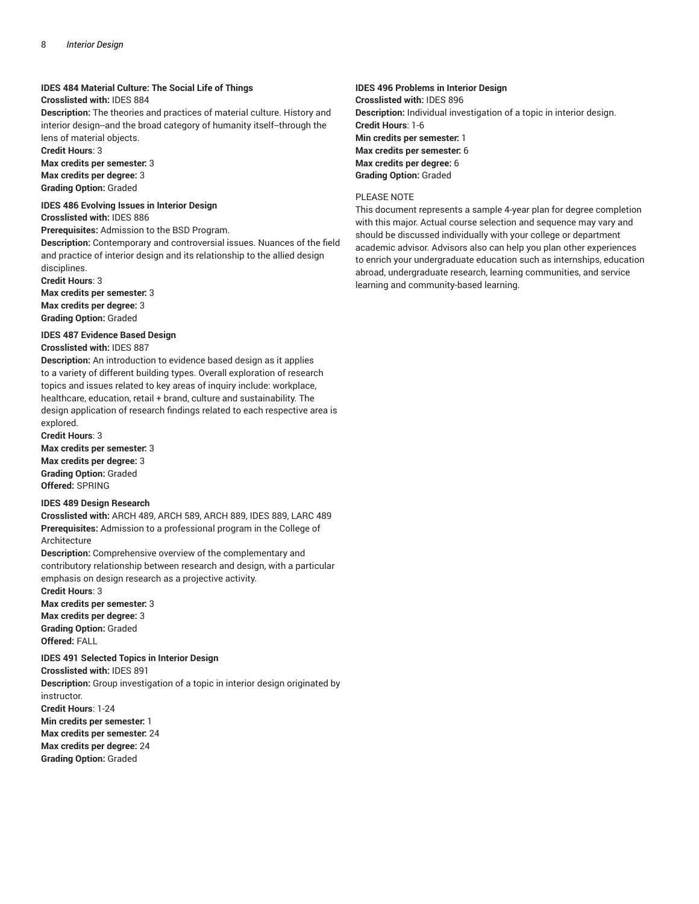**IDES 484 Material Culture: The Social Life of Things**
**Crosslisted with:** IDES 884
**Description:** The theories and practices of material culture. History and interior design--and the broad category of humanity itself--through the lens of material objects.
**Credit Hours**: 3
**Max credits per semester:** 3
**Max credits per degree:** 3
**Grading Option:** Graded

**IDES 486 Evolving Issues in Interior Design**
**Crosslisted with:** IDES 886
**Prerequisites:** Admission to the BSD Program.
**Description:** Contemporary and controversial issues. Nuances of the field and practice of interior design and its relationship to the allied design disciplines.
**Credit Hours**: 3
**Max credits per semester:** 3
**Max credits per degree:** 3
**Grading Option:** Graded

**IDES 487 Evidence Based Design**
**Crosslisted with:** IDES 887
**Description:** An introduction to evidence based design as it applies to a variety of different building types. Overall exploration of research topics and issues related to key areas of inquiry include: workplace, healthcare, education, retail + brand, culture and sustainability. The design application of research findings related to each respective area is explored.
**Credit Hours**: 3
**Max credits per semester:** 3
**Max credits per degree:** 3
**Grading Option:** Graded
**Offered:** SPRING

**IDES 489 Design Research**
**Crosslisted with:** ARCH 489, ARCH 589, ARCH 889, IDES 889, LARC 489
**Prerequisites:** Admission to a professional program in the College of Architecture
**Description:** Comprehensive overview of the complementary and contributory relationship between research and design, with a particular emphasis on design research as a projective activity.
**Credit Hours**: 3
**Max credits per semester:** 3
**Max credits per degree:** 3
**Grading Option:** Graded
**Offered:** FALL

**IDES 491 Selected Topics in Interior Design**
**Crosslisted with:** IDES 891
**Description:** Group investigation of a topic in interior design originated by instructor.
**Credit Hours**: 1-24
**Min credits per semester:** 1
**Max credits per semester:** 24
**Max credits per degree:** 24
**Grading Option:** Graded

**IDES 496 Problems in Interior Design**
**Crosslisted with:** IDES 896
**Description:** Individual investigation of a topic in interior design.
**Credit Hours**: 1-6
**Min credits per semester:** 1
**Max credits per semester:** 6
**Max credits per degree:** 6
**Grading Option:** Graded

PLEASE NOTE

This document represents a sample 4-year plan for degree completion with this major. Actual course selection and sequence may vary and should be discussed individually with your college or department academic advisor. Advisors also can help you plan other experiences to enrich your undergraduate education such as internships, education abroad, undergraduate research, learning communities, and service learning and community-based learning.